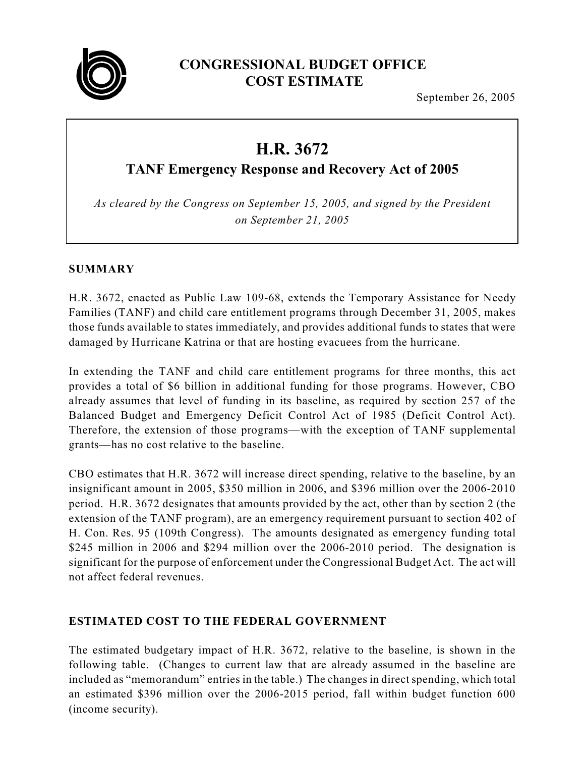**CONGRESSIONAL BUDGET OFFICE**
**COST ESTIMATE**

September 26, 2005

# H.R. 3672

## TANF Emergency Response and Recovery Act of 2005

*As cleared by the Congress on September 15, 2005, and signed by the President on September 21, 2005*

### SUMMARY

H.R. 3672, enacted as Public Law 109-68, extends the Temporary Assistance for Needy Families (TANF) and child care entitlement programs through December 31, 2005, makes those funds available to states immediately, and provides additional funds to states that were damaged by Hurricane Katrina or that are hosting evacuees from the hurricane.

In extending the TANF and child care entitlement programs for three months, this act provides a total of $6 billion in additional funding for those programs. However, CBO already assumes that level of funding in its baseline, as required by section 257 of the Balanced Budget and Emergency Deficit Control Act of 1985 (Deficit Control Act). Therefore, the extension of those programs—with the exception of TANF supplemental grants—has no cost relative to the baseline.

CBO estimates that H.R. 3672 will increase direct spending, relative to the baseline, by an insignificant amount in 2005, $350 million in 2006, and $396 million over the 2006-2010 period. H.R. 3672 designates that amounts provided by the act, other than by section 2 (the extension of the TANF program), are an emergency requirement pursuant to section 402 of H. Con. Res. 95 (109th Congress). The amounts designated as emergency funding total $245 million in 2006 and $294 million over the 2006-2010 period. The designation is significant for the purpose of enforcement under the Congressional Budget Act. The act will not affect federal revenues.

### ESTIMATED COST TO THE FEDERAL GOVERNMENT

The estimated budgetary impact of H.R. 3672, relative to the baseline, is shown in the following table. (Changes to current law that are already assumed in the baseline are included as "memorandum" entries in the table.) The changes in direct spending, which total an estimated $396 million over the 2006-2015 period, fall within budget function 600 (income security).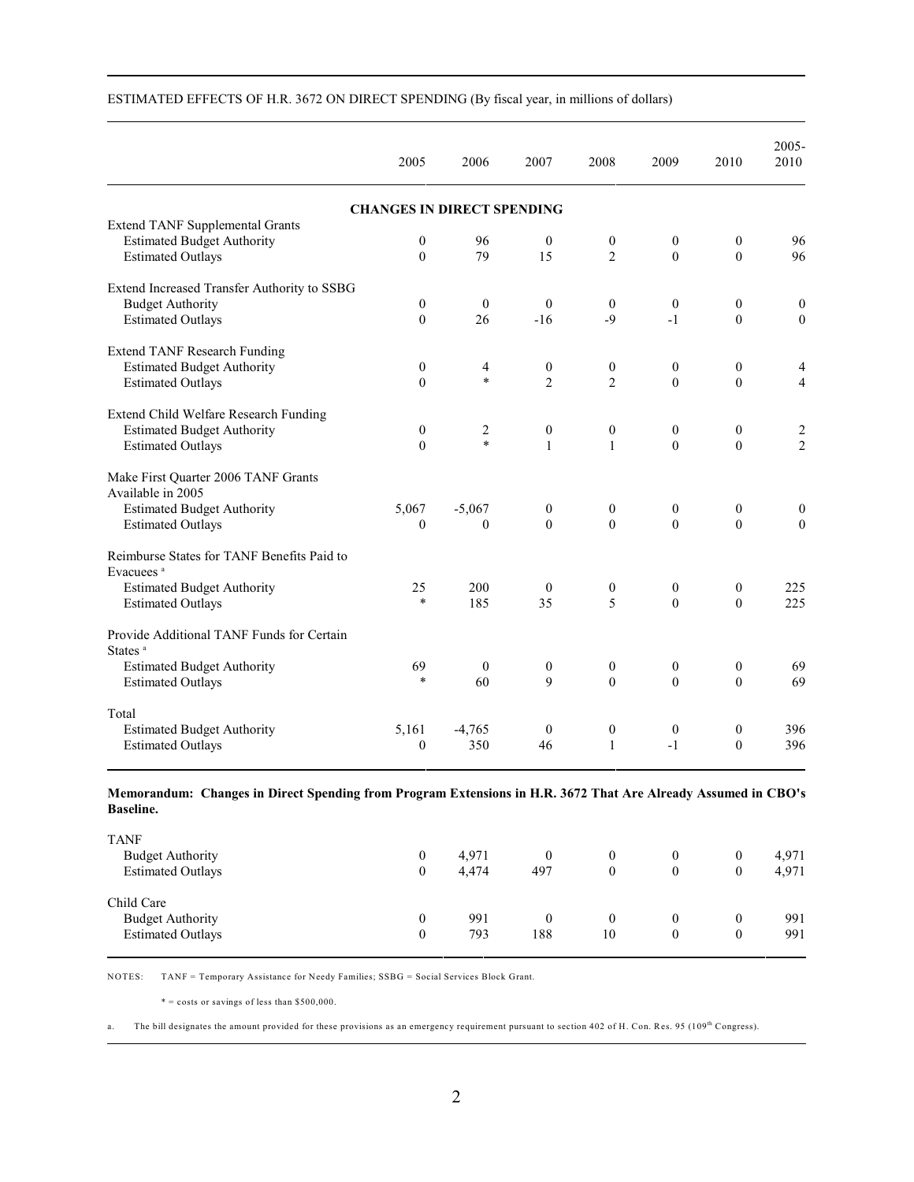ESTIMATED EFFECTS OF H.R. 3672 ON DIRECT SPENDING (By fiscal year, in millions of dollars)

| | 2005 | 2006 | 2007 | 2008 | 2009 | 2010 | 2005-2010 |
|---|---|---|---|---|---|---|---|
| **CHANGES IN DIRECT SPENDING** | | | | | | | |
| Extend TANF Supplemental Grants | | | | | | | |
| Estimated Budget Authority | 0 | 96 | 0 | 0 | 0 | 0 | 96 |
| Estimated Outlays | 0 | 79 | 15 | 2 | 0 | 0 | 96 |
| Extend Increased Transfer Authority to SSBG | | | | | | | |
| Budget Authority | 0 | 0 | 0 | 0 | 0 | 0 | 0 |
| Estimated Outlays | 0 | 26 | -16 | -9 | -1 | 0 | 0 |
| Extend TANF Research Funding | | | | | | | |
| Estimated Budget Authority | 0 | 4 | 0 | 0 | 0 | 0 | 4 |
| Estimated Outlays | 0 | * | 2 | 2 | 0 | 0 | 4 |
| Extend Child Welfare Research Funding | | | | | | | |
| Estimated Budget Authority | 0 | 2 | 0 | 0 | 0 | 0 | 2 |
| Estimated Outlays | 0 | * | 1 | 1 | 0 | 0 | 2 |
| Make First Quarter 2006 TANF Grants Available in 2005 | | | | | | | |
| Estimated Budget Authority | 5,067 | -5,067 | 0 | 0 | 0 | 0 | 0 |
| Estimated Outlays | 0 | 0 | 0 | 0 | 0 | 0 | 0 |
| Reimburse States for TANF Benefits Paid to Evacuees [a] | | | | | | | |
| Estimated Budget Authority | 25 | 200 | 0 | 0 | 0 | 0 | 225 |
| Estimated Outlays | * | 185 | 35 | 5 | 0 | 0 | 225 |
| Provide Additional TANF Funds for Certain States [a] | | | | | | | |
| Estimated Budget Authority | 69 | 0 | 0 | 0 | 0 | 0 | 69 |
| Estimated Outlays | * | 60 | 9 | 0 | 0 | 0 | 69 |
| Total | | | | | | | |
| Estimated Budget Authority | 5,161 | -4,765 | 0 | 0 | 0 | 0 | 396 |
| Estimated Outlays | 0 | 350 | 46 | 1 | -1 | 0 | 396 |

**Memorandum: Changes in Direct Spending from Program Extensions in H.R. 3672 That Are Already Assumed in CBO's Baseline.**

| | 2005 | 2006 | 2007 | 2008 | 2009 | 2010 | 2005-2010 |
|---|---|---|---|---|---|---|---|
| TANF | | | | | | | |
| Budget Authority | 0 | 4,971 | 0 | 0 | 0 | 0 | 4,971 |
| Estimated Outlays | 0 | 4,474 | 497 | 0 | 0 | 0 | 4,971 |
| Child Care | | | | | | | |
| Budget Authority | 0 | 991 | 0 | 0 | 0 | 0 | 991 |
| Estimated Outlays | 0 | 793 | 188 | 10 | 0 | 0 | 991 |

NOTES: TANF = Temporary Assistance for Needy Families; SSBG = Social Services Block Grant.

\* = costs or savings of less than $500,000.

a. The bill designates the amount provided for these provisions as an emergency requirement pursuant to section 402 of H. Con. Res. 95 (109th Congress).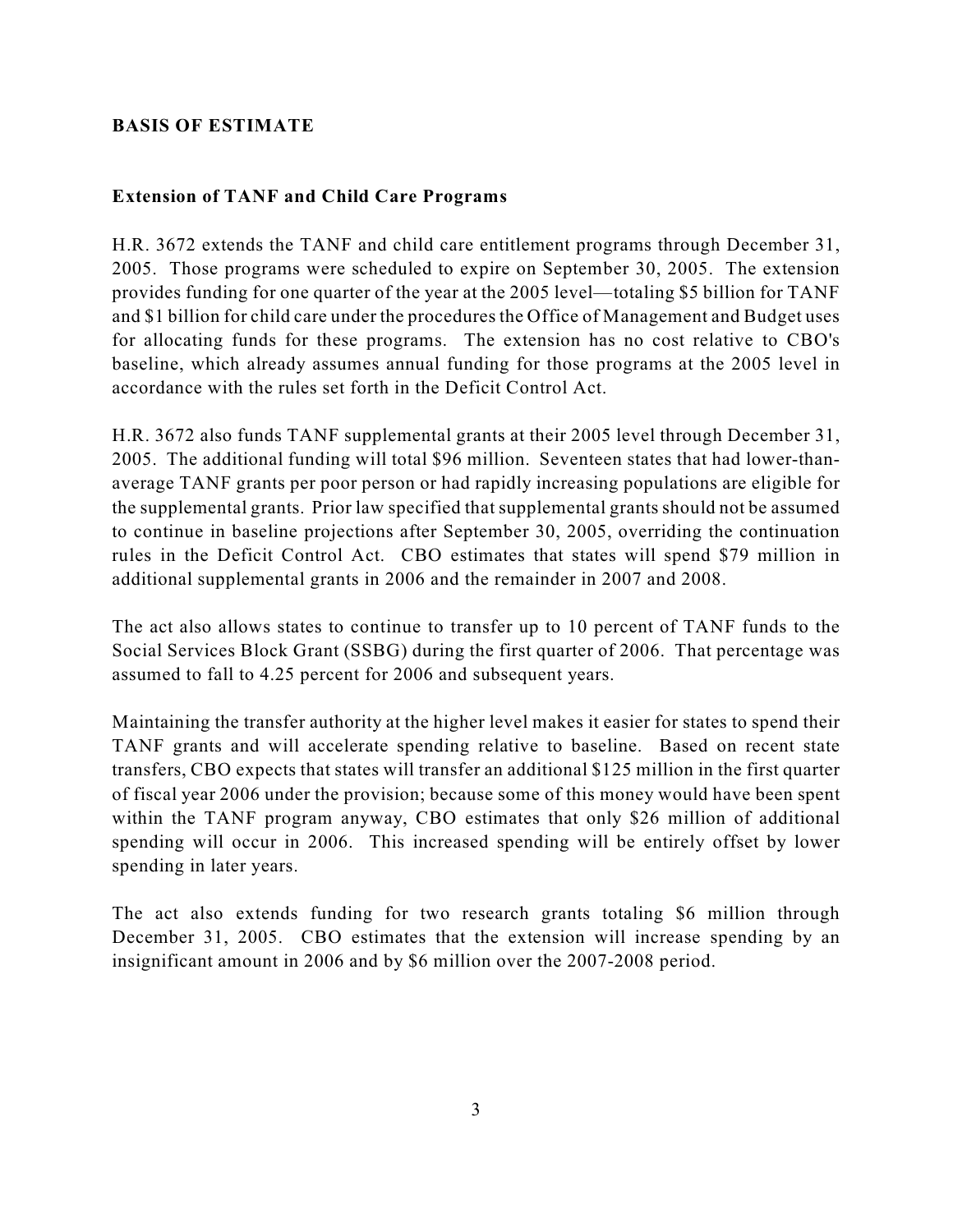## BASIS OF ESTIMATE

### Extension of TANF and Child Care Programs

H.R. 3672 extends the TANF and child care entitlement programs through December 31, 2005. Those programs were scheduled to expire on September 30, 2005. The extension provides funding for one quarter of the year at the 2005 level—totaling $5 billion for TANF and $1 billion for child care under the procedures the Office of Management and Budget uses for allocating funds for these programs. The extension has no cost relative to CBO's baseline, which already assumes annual funding for those programs at the 2005 level in accordance with the rules set forth in the Deficit Control Act.

H.R. 3672 also funds TANF supplemental grants at their 2005 level through December 31, 2005. The additional funding will total $96 million. Seventeen states that had lower-than-average TANF grants per poor person or had rapidly increasing populations are eligible for the supplemental grants. Prior law specified that supplemental grants should not be assumed to continue in baseline projections after September 30, 2005, overriding the continuation rules in the Deficit Control Act. CBO estimates that states will spend $79 million in additional supplemental grants in 2006 and the remainder in 2007 and 2008.

The act also allows states to continue to transfer up to 10 percent of TANF funds to the Social Services Block Grant (SSBG) during the first quarter of 2006. That percentage was assumed to fall to 4.25 percent for 2006 and subsequent years.

Maintaining the transfer authority at the higher level makes it easier for states to spend their TANF grants and will accelerate spending relative to baseline. Based on recent state transfers, CBO expects that states will transfer an additional $125 million in the first quarter of fiscal year 2006 under the provision; because some of this money would have been spent within the TANF program anyway, CBO estimates that only $26 million of additional spending will occur in 2006. This increased spending will be entirely offset by lower spending in later years.

The act also extends funding for two research grants totaling $6 million through December 31, 2005. CBO estimates that the extension will increase spending by an insignificant amount in 2006 and by $6 million over the 2007-2008 period.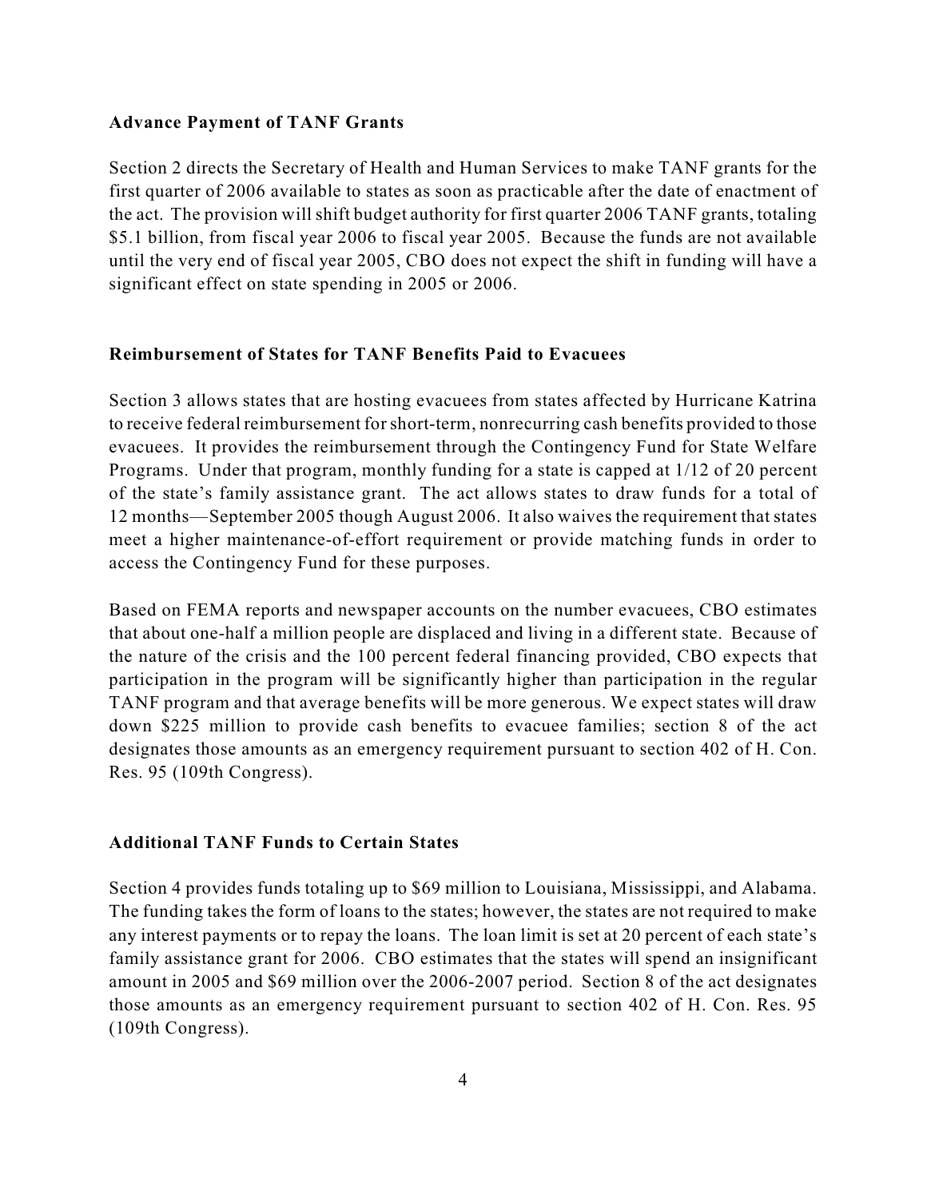**Advance Payment of TANF Grants**

Section 2 directs the Secretary of Health and Human Services to make TANF grants for the first quarter of 2006 available to states as soon as practicable after the date of enactment of the act. The provision will shift budget authority for first quarter 2006 TANF grants, totaling \$5.1 billion, from fiscal year 2006 to fiscal year 2005. Because the funds are not available until the very end of fiscal year 2005, CBO does not expect the shift in funding will have a significant effect on state spending in 2005 or 2006.

**Reimbursement of States for TANF Benefits Paid to Evacuees**

Section 3 allows states that are hosting evacuees from states affected by Hurricane Katrina to receive federal reimbursement for short-term, nonrecurring cash benefits provided to those evacuees. It provides the reimbursement through the Contingency Fund for State Welfare Programs. Under that program, monthly funding for a state is capped at 1/12 of 20 percent of the state's family assistance grant. The act allows states to draw funds for a total of 12 months—September 2005 though August 2006. It also waives the requirement that states meet a higher maintenance-of-effort requirement or provide matching funds in order to access the Contingency Fund for these purposes.

Based on FEMA reports and newspaper accounts on the number evacuees, CBO estimates that about one-half a million people are displaced and living in a different state. Because of the nature of the crisis and the 100 percent federal financing provided, CBO expects that participation in the program will be significantly higher than participation in the regular TANF program and that average benefits will be more generous. We expect states will draw down \$225 million to provide cash benefits to evacuee families; section 8 of the act designates those amounts as an emergency requirement pursuant to section 402 of H. Con. Res. 95 (109th Congress).

**Additional TANF Funds to Certain States**

Section 4 provides funds totaling up to \$69 million to Louisiana, Mississippi, and Alabama. The funding takes the form of loans to the states; however, the states are not required to make any interest payments or to repay the loans. The loan limit is set at 20 percent of each state's family assistance grant for 2006. CBO estimates that the states will spend an insignificant amount in 2005 and \$69 million over the 2006-2007 period. Section 8 of the act designates those amounts as an emergency requirement pursuant to section 402 of H. Con. Res. 95 (109th Congress).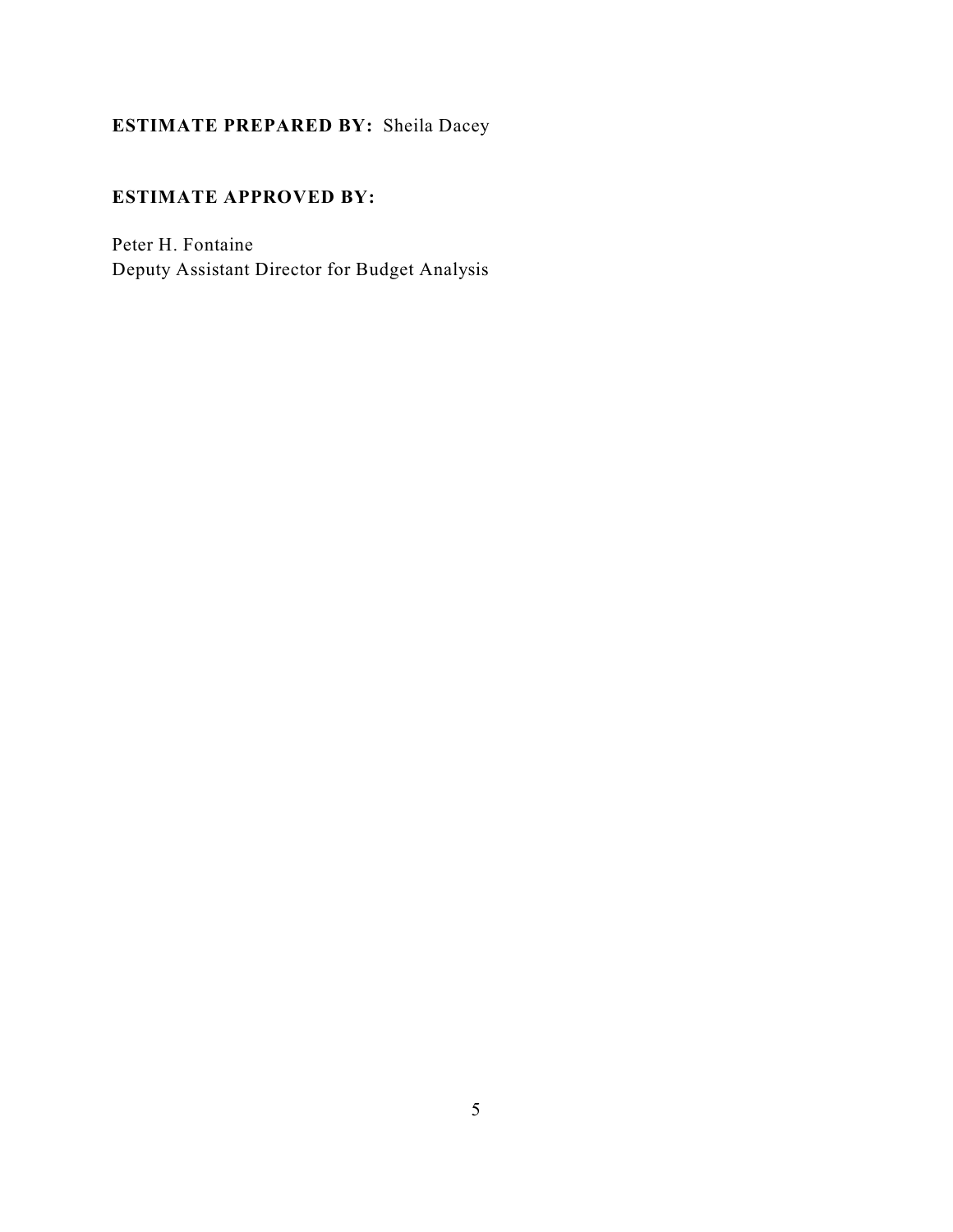**ESTIMATE PREPARED BY:** Sheila Dacey

**ESTIMATE APPROVED BY:**

Peter H. Fontaine
Deputy Assistant Director for Budget Analysis